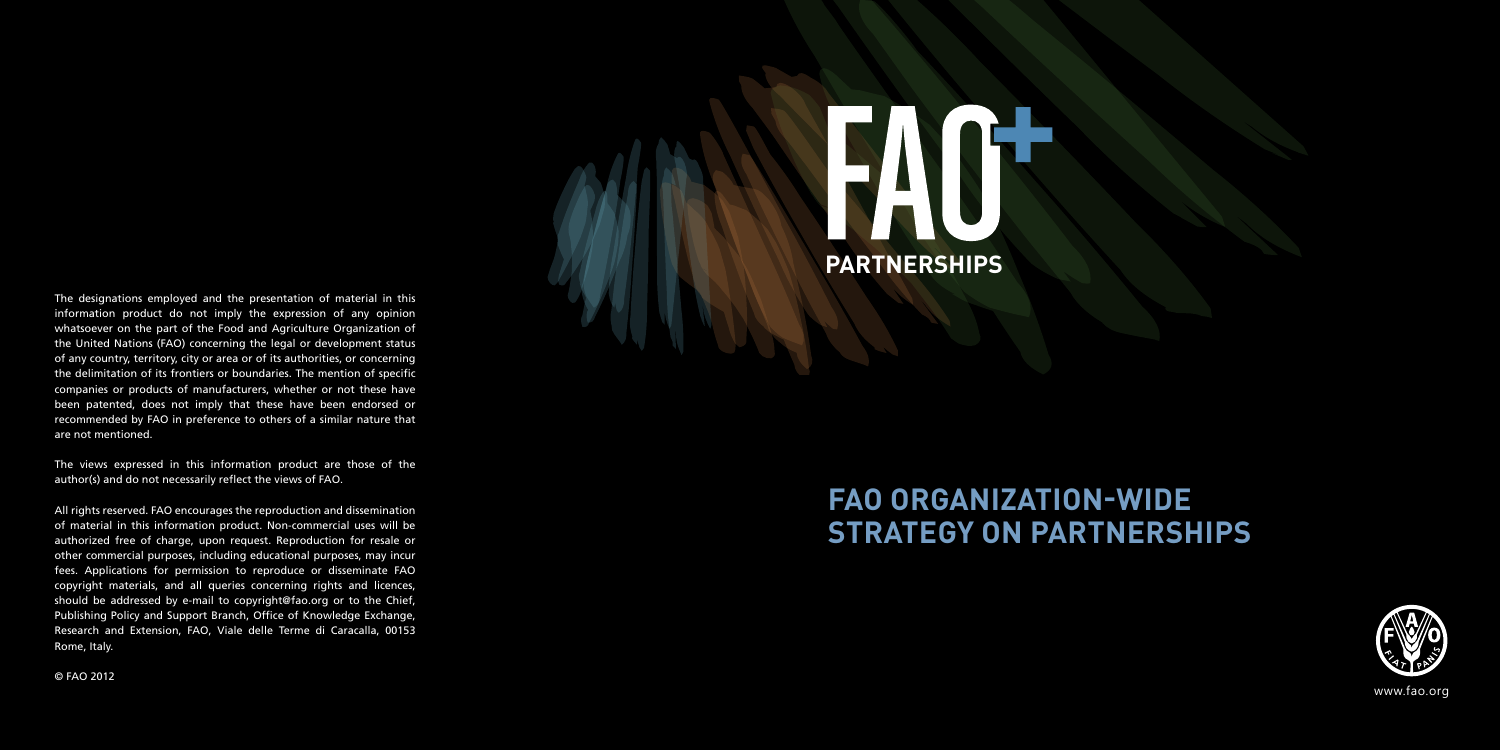The designations employed and the presentation of material in this information product do not imply the expression of any opinion whatsoever on the part of the Food and Agriculture Organization of the United Nations (FAO) concerning the legal or development status of any country, territory, city or area or of its authorities, or concerning the delimitation of its frontiers or boundaries. The mention of specific companies or products of manufacturers, whether or not these have been patented, does not imply that these have been endorsed or recommended by FAO in preference to others of a similar nature that are not mentioned.

The views expressed in this information product are those of the author(s) and do not necessarily reflect the views of FAO.

All rights reserved. FAO encourages the reproduction and dissemination of material in this information product. Non-commercial uses will be authorized free of charge, upon request. Reproduction for resale or other commercial purposes, including educational purposes, may incur fees. Applications for permission to reproduce or disseminate FAO copyright materials, and all queries concerning rights and licences, should be addressed by e-mail to copyright@fao.org or to the Chief, Publishing Policy and Support Branch, Office of Knowledge Exchange, Research and Extension, FAO, Viale delle Terme di Caracalla, 00153 Rome, Italy.

© FAO 2012

# FAO+

## PARTNERSHIPS

# FAO ORGANIZATION-WIDE STRATEGY ON PARTNERSHIPS

www.fao.org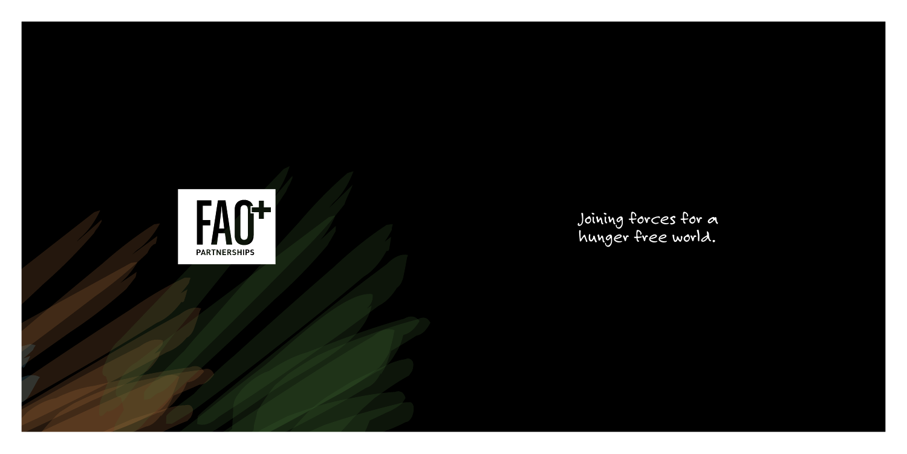FAO+

PARTNERSHIPS

Joining forces for a hunger free world.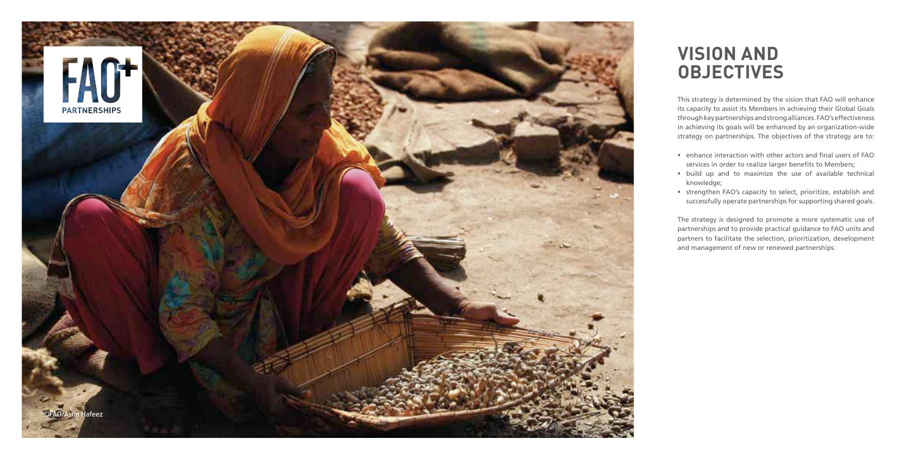# VISION AND OBJECTIVES

This strategy is determined by the vision that FAO will enhance its capacity to assist its Members in achieving their Global Goals through key partnerships and strong alliances. FAO's effectiveness in achieving its goals will be enhanced by an organization-wide strategy on partnerships. The objectives of the strategy are to:

- enhance interaction with other actors and final users of FAO services in order to realize larger benefits to Members;
- build up and to maximize the use of available technical knowledge;
- strengthen FAO's capacity to select, prioritize, establish and successfully operate partnerships for supporting shared goals.

The strategy is designed to promote a more systematic use of partnerships and to provide practical guidance to FAO units and partners to facilitate the selection, prioritization, development and management of new or renewed partnerships.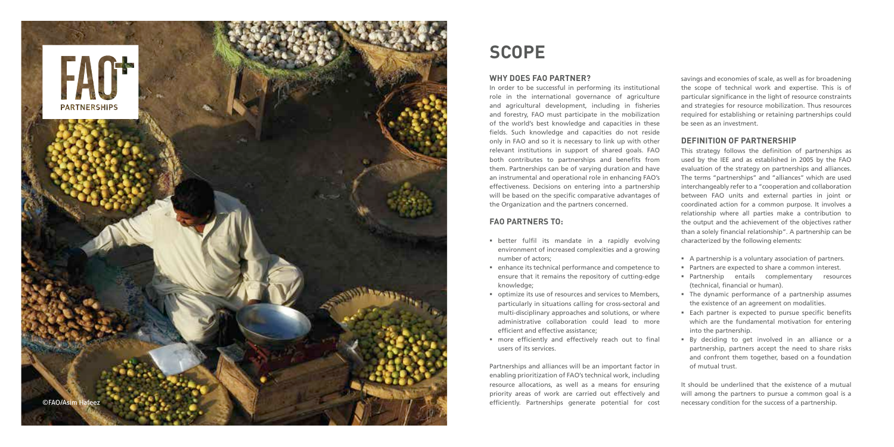# SCOPE

## WHY DOES FAO PARTNER?

In order to be successful in performing its institutional role in the international governance of agriculture and agricultural development, including in fisheries and forestry, FAO must participate in the mobilization of the world's best knowledge and capacities in these fields. Such knowledge and capacities do not reside only in FAO and so it is necessary to link up with other relevant institutions in support of shared goals. FAO both contributes to partnerships and benefits from them. Partnerships can be of varying duration and have an instrumental and operational role in enhancing FAO's effectiveness. Decisions on entering into a partnership will be based on the specific comparative advantages of the Organization and the partners concerned.

## FAO PARTNERS TO:

- better fulfil its mandate in a rapidly evolving environment of increased complexities and a growing number of actors;
- enhance its technical performance and competence to ensure that it remains the repository of cutting-edge knowledge;
- optimize its use of resources and services to Members, particularly in situations calling for cross-sectoral and multi-disciplinary approaches and solutions, or where administrative collaboration could lead to more efficient and effective assistance;
- more efficiently and effectively reach out to final users of its services.

Partnerships and alliances will be an important factor in enabling prioritization of FAO's technical work, including resource allocations, as well as a means for ensuring priority areas of work are carried out effectively and efficiently. Partnerships generate potential for cost savings and economies of scale, as well as for broadening the scope of technical work and expertise. This is of particular significance in the light of resource constraints and strategies for resource mobilization. Thus resources required for establishing or retaining partnerships could be seen as an investment.

## DEFINITION OF PARTNERSHIP

This strategy follows the definition of partnerships as used by the IEE and as established in 2005 by the FAO evaluation of the strategy on partnerships and alliances. The terms "partnerships" and "alliances" which are used interchangeably refer to a "cooperation and collaboration between FAO units and external parties in joint or coordinated action for a common purpose. It involves a relationship where all parties make a contribution to the output and the achievement of the objectives rather than a solely financial relationship". A partnership can be characterized by the following elements:

- A partnership is a voluntary association of partners.
- Partners are expected to share a common interest.
- Partnership entails complementary resources (technical, financial or human).
- The dynamic performance of a partnership assumes the existence of an agreement on modalities.
- Each partner is expected to pursue specific benefits which are the fundamental motivation for entering into the partnership.
- By deciding to get involved in an alliance or a partnership, partners accept the need to share risks and confront them together, based on a foundation of mutual trust.

It should be underlined that the existence of a mutual will among the partners to pursue a common goal is a necessary condition for the success of a partnership.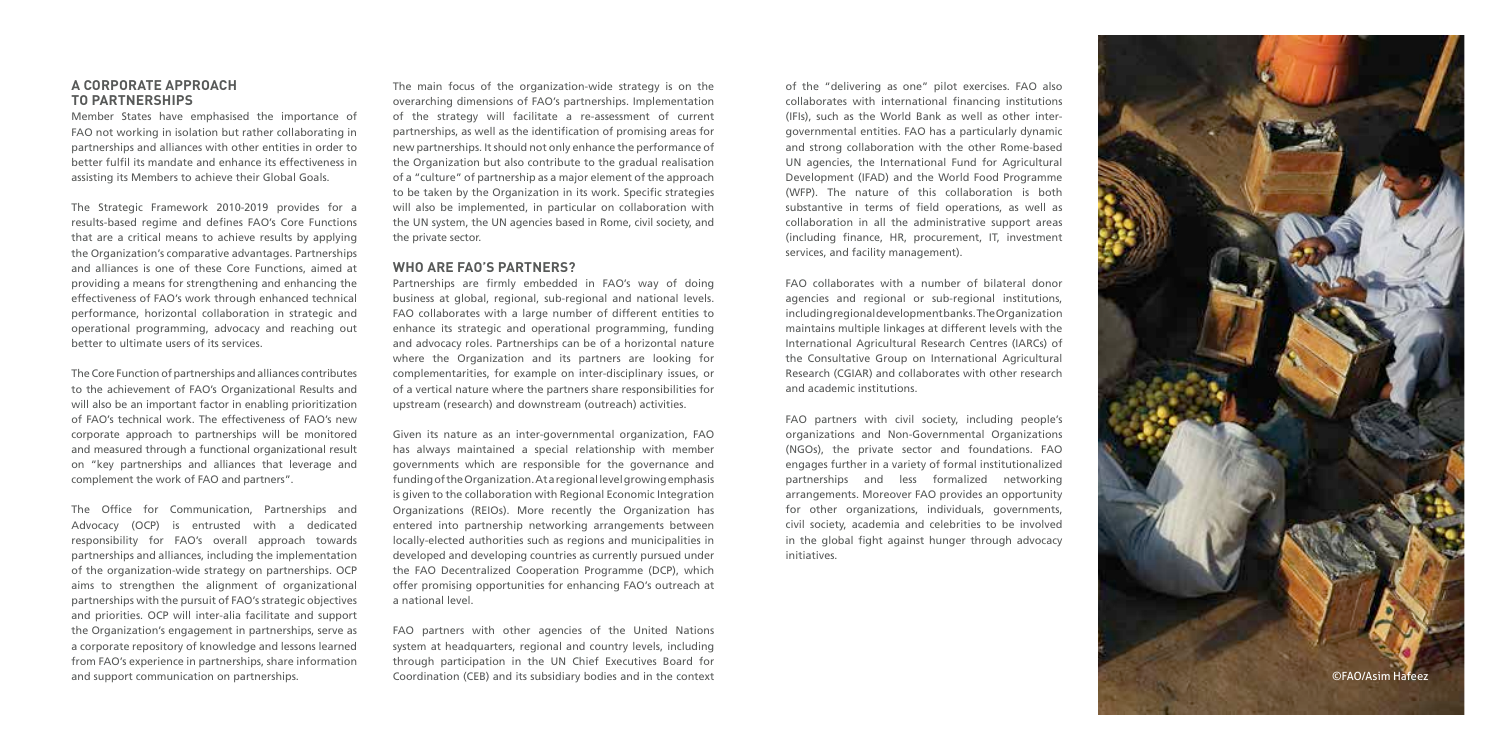## A CORPORATE APPROACH TO PARTNERSHIPS

Member States have emphasised the importance of FAO not working in isolation but rather collaborating in partnerships and alliances with other entities in order to better fulfil its mandate and enhance its effectiveness in assisting its Members to achieve their Global Goals.

The Strategic Framework 2010-2019 provides for a results-based regime and defines FAO's Core Functions that are a critical means to achieve results by applying the Organization's comparative advantages. Partnerships and alliances is one of these Core Functions, aimed at providing a means for strengthening and enhancing the effectiveness of FAO's work through enhanced technical performance, horizontal collaboration in strategic and operational programming, advocacy and reaching out better to ultimate users of its services.

The Core Function of partnerships and alliances contributes to the achievement of FAO's Organizational Results and will also be an important factor in enabling prioritization of FAO's technical work. The effectiveness of FAO's new corporate approach to partnerships will be monitored and measured through a functional organizational result on "key partnerships and alliances that leverage and complement the work of FAO and partners".

The Office for Communication, Partnerships and Advocacy (OCP) is entrusted with a dedicated responsibility for FAO's overall approach towards partnerships and alliances, including the implementation of the organization-wide strategy on partnerships. OCP aims to strengthen the alignment of organizational partnerships with the pursuit of FAO's strategic objectives and priorities. OCP will inter-alia facilitate and support the Organization's engagement in partnerships, serve as a corporate repository of knowledge and lessons learned from FAO's experience in partnerships, share information and support communication on partnerships.

The main focus of the organization-wide strategy is on the overarching dimensions of FAO's partnerships. Implementation of the strategy will facilitate a re-assessment of current partnerships, as well as the identification of promising areas for new partnerships. It should not only enhance the performance of the Organization but also contribute to the gradual realisation of a "culture" of partnership as a major element of the approach to be taken by the Organization in its work. Specific strategies will also be implemented, in particular on collaboration with the UN system, the UN agencies based in Rome, civil society, and the private sector.

## WHO ARE FAO'S PARTNERS?

Partnerships are firmly embedded in FAO's way of doing business at global, regional, sub-regional and national levels. FAO collaborates with a large number of different entities to enhance its strategic and operational programming, funding and advocacy roles. Partnerships can be of a horizontal nature where the Organization and its partners are looking for complementarities, for example on inter-disciplinary issues, or of a vertical nature where the partners share responsibilities for upstream (research) and downstream (outreach) activities.

Given its nature as an inter-governmental organization, FAO has always maintained a special relationship with member governments which are responsible for the governance and funding of the Organization. At a regional level growing emphasis is given to the collaboration with Regional Economic Integration Organizations (REIOs). More recently the Organization has entered into partnership networking arrangements between locally-elected authorities such as regions and municipalities in developed and developing countries as currently pursued under the FAO Decentralized Cooperation Programme (DCP), which offer promising opportunities for enhancing FAO's outreach at a national level.

FAO partners with other agencies of the United Nations system at headquarters, regional and country levels, including through participation in the UN Chief Executives Board for Coordination (CEB) and its subsidiary bodies and in the context of the "delivering as one" pilot exercises. FAO also collaborates with international financing institutions (IFIs), such as the World Bank as well as other inter-governmental entities. FAO has a particularly dynamic and strong collaboration with the other Rome-based UN agencies, the International Fund for Agricultural Development (IFAD) and the World Food Programme (WFP). The nature of this collaboration is both substantive in terms of field operations, as well as collaboration in all the administrative support areas (including finance, HR, procurement, IT, investment services, and facility management).

FAO collaborates with a number of bilateral donor agencies and regional or sub-regional institutions, including regional development banks. The Organization maintains multiple linkages at different levels with the International Agricultural Research Centres (IARCs) of the Consultative Group on International Agricultural Research (CGIAR) and collaborates with other research and academic institutions.

FAO partners with civil society, including people's organizations and Non-Governmental Organizations (NGOs), the private sector and foundations. FAO engages further in a variety of formal institutionalized partnerships and less formalized networking arrangements. Moreover FAO provides an opportunity for other organizations, individuals, governments, civil society, academia and celebrities to be involved in the global fight against hunger through advocacy initiatives.

©FAO/Asim Hafeez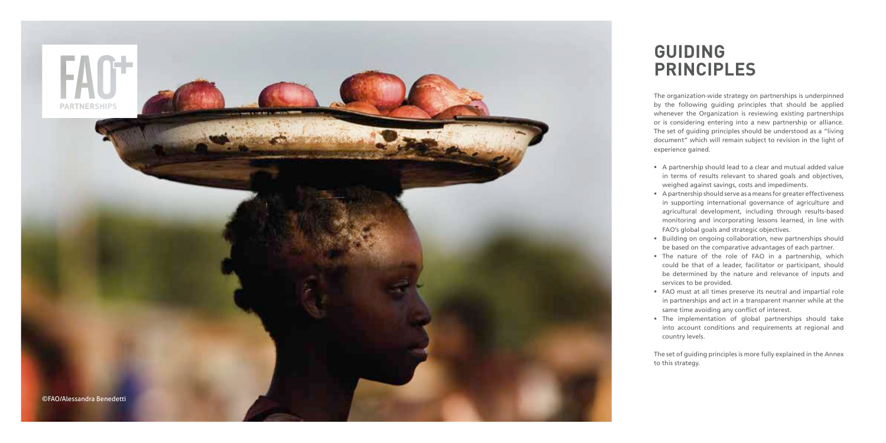# GUIDING PRINCIPLES

The organization-wide strategy on partnerships is underpinned by the following guiding principles that should be applied whenever the Organization is reviewing existing partnerships or is considering entering into a new partnership or alliance. The set of guiding principles should be understood as a "living document" which will remain subject to revision in the light of experience gained.

- A partnership should lead to a clear and mutual added value in terms of results relevant to shared goals and objectives, weighed against savings, costs and impediments.
- A partnership should serve as a means for greater effectiveness in supporting international governance of agriculture and agricultural development, including through results-based monitoring and incorporating lessons learned, in line with FAO's global goals and strategic objectives.
- Building on ongoing collaboration, new partnerships should be based on the comparative advantages of each partner.
- The nature of the role of FAO in a partnership, which could be that of a leader, facilitator or participant, should be determined by the nature and relevance of inputs and services to be provided.
- FAO must at all times preserve its neutral and impartial role in partnerships and act in a transparent manner while at the same time avoiding any conflict of interest.
- The implementation of global partnerships should take into account conditions and requirements at regional and country levels.

The set of guiding principles is more fully explained in the Annex to this strategy.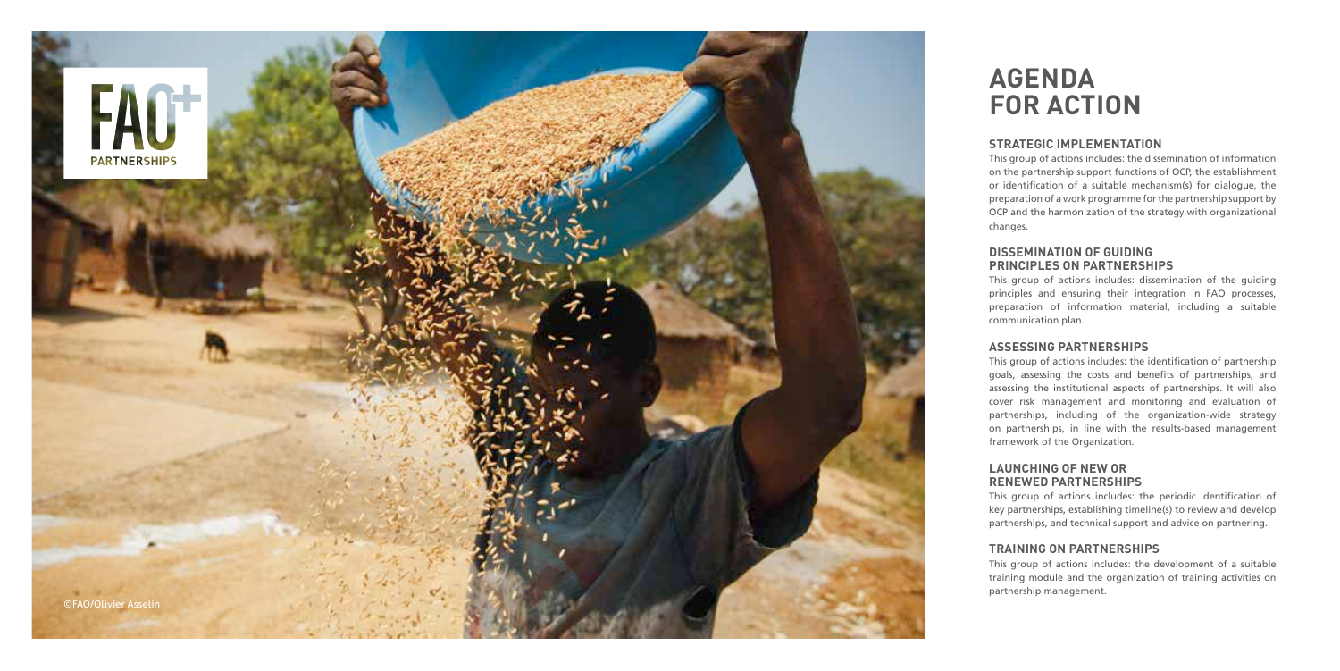FAO+ PARTNERSHIPS

©FAO/Olivier Asselin

# AGENDA FOR ACTION

### STRATEGIC IMPLEMENTATION

This group of actions includes: the dissemination of information on the partnership support functions of OCP, the establishment or identification of a suitable mechanism(s) for dialogue, the preparation of a work programme for the partnership support by OCP and the harmonization of the strategy with organizational changes.

### DISSEMINATION OF GUIDING PRINCIPLES ON PARTNERSHIPS

This group of actions includes: dissemination of the guiding principles and ensuring their integration in FAO processes, preparation of information material, including a suitable communication plan.

### ASSESSING PARTNERSHIPS

This group of actions includes: the identification of partnership goals, assessing the costs and benefits of partnerships, and assessing the institutional aspects of partnerships. It will also cover risk management and monitoring and evaluation of partnerships, including of the organization-wide strategy on partnerships, in line with the results-based management framework of the Organization.

### LAUNCHING OF NEW OR RENEWED PARTNERSHIPS

This group of actions includes: the periodic identification of key partnerships, establishing timeline(s) to review and develop partnerships, and technical support and advice on partnering.

### TRAINING ON PARTNERSHIPS

This group of actions includes: the development of a suitable training module and the organization of training activities on partnership management.